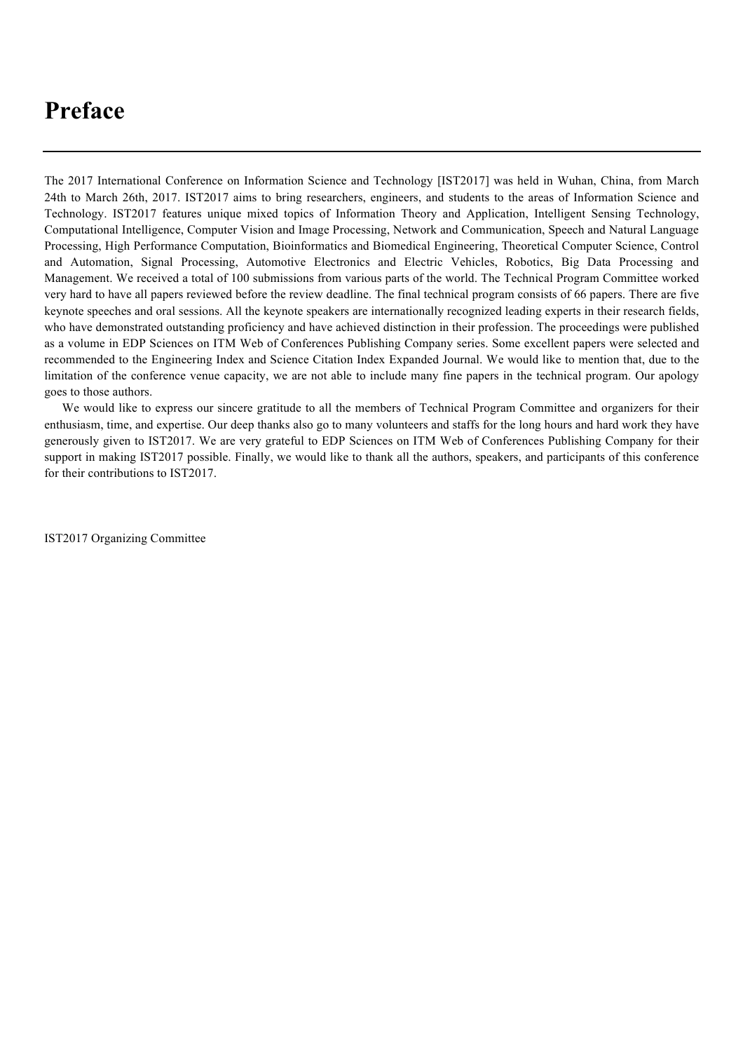# Preface

The 2017 International Conference on Information Science and Technology [IST2017] was held in Wuhan, China, from March 24th to March 26th, 2017. IST2017 aims to bring researchers, engineers, and students to the areas of Information Science and Technology. IST2017 features unique mixed topics of Information Theory and Application, Intelligent Sensing Technology, Computational Intelligence, Computer Vision and Image Processing, Network and Communication, Speech and Natural Language Processing, High Performance Computation, Bioinformatics and Biomedical Engineering, Theoretical Computer Science, Control and Automation, Signal Processing, Automotive Electronics and Electric Vehicles, Robotics, Big Data Processing and Management. We received a total of 100 submissions from various parts of the world. The Technical Program Committee worked very hard to have all papers reviewed before the review deadline. The final technical program consists of 66 papers. There are five keynote speeches and oral sessions. All the keynote speakers are internationally recognized leading experts in their research fields, who have demonstrated outstanding proficiency and have achieved distinction in their profession. The proceedings were published as a volume in EDP Sciences on ITM Web of Conferences Publishing Company series. Some excellent papers were selected and recommended to the Engineering Index and Science Citation Index Expanded Journal. We would like to mention that, due to the limitation of the conference venue capacity, we are not able to include many fine papers in the technical program. Our apology goes to those authors.

We would like to express our sincere gratitude to all the members of Technical Program Committee and organizers for their enthusiasm, time, and expertise. Our deep thanks also go to many volunteers and staffs for the long hours and hard work they have generously given to IST2017. We are very grateful to EDP Sciences on ITM Web of Conferences Publishing Company for their support in making IST2017 possible. Finally, we would like to thank all the authors, speakers, and participants of this conference for their contributions to IST2017.

IST2017 Organizing Committee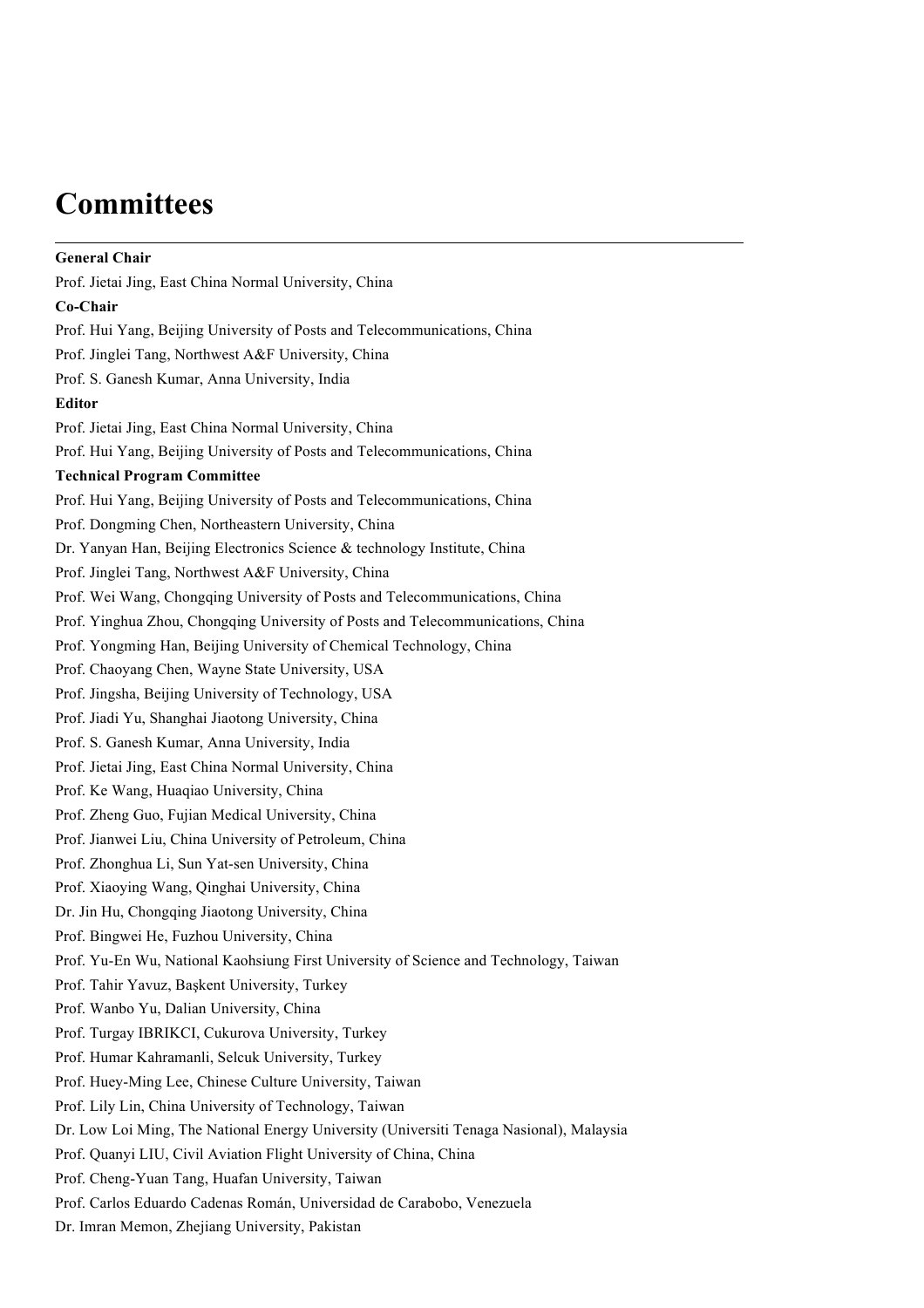# Committees

---

**General Chair**

Prof. Jietai Jing, East China Normal University, China

**Co-Chair**

Prof. Hui Yang, Beijing University of Posts and Telecommunications, China

Prof. Jinglei Tang, Northwest A&F University, China

Prof. S. Ganesh Kumar, Anna University, India

**Editor**

Prof. Jietai Jing, East China Normal University, China

Prof. Hui Yang, Beijing University of Posts and Telecommunications, China

**Technical Program Committee**

Prof. Hui Yang, Beijing University of Posts and Telecommunications, China

Prof. Dongming Chen, Northeastern University, China

Dr. Yanyan Han, Beijing Electronics Science & technology Institute, China

Prof. Jinglei Tang, Northwest A&F University, China

Prof. Wei Wang, Chongqing University of Posts and Telecommunications, China

Prof. Yinghua Zhou, Chongqing University of Posts and Telecommunications, China

Prof. Yongming Han, Beijing University of Chemical Technology, China

Prof. Chaoyang Chen, Wayne State University, USA

Prof. Jingsha, Beijing University of Technology, USA

Prof. Jiadi Yu, Shanghai Jiaotong University, China

Prof. S. Ganesh Kumar, Anna University, India

Prof. Jietai Jing, East China Normal University, China

Prof. Ke Wang, Huaqiao University, China

Prof. Zheng Guo, Fujian Medical University, China

Prof. Jianwei Liu, China University of Petroleum, China

Prof. Zhonghua Li, Sun Yat-sen University, China

Prof. Xiaoying Wang, Qinghai University, China

Dr. Jin Hu, Chongqing Jiaotong University, China

Prof. Bingwei He, Fuzhou University, China

Prof. Yu-En Wu, National Kaohsiung First University of Science and Technology, Taiwan

Prof. Tahir Yavuz, Başkent University, Turkey

Prof. Wanbo Yu, Dalian University, China

Prof. Turgay IBRIKCI, Cukurova University, Turkey

Prof. Humar Kahramanli, Selcuk University, Turkey

Prof. Huey-Ming Lee, Chinese Culture University, Taiwan

Prof. Lily Lin, China University of Technology, Taiwan

Dr. Low Loi Ming, The National Energy University (Universiti Tenaga Nasional), Malaysia

Prof. Quanyi LIU, Civil Aviation Flight University of China, China

Prof. Cheng-Yuan Tang, Huafan University, Taiwan

Prof. Carlos Eduardo Cadenas Román, Universidad de Carabobo, Venezuela

Dr. Imran Memon, Zhejiang University, Pakistan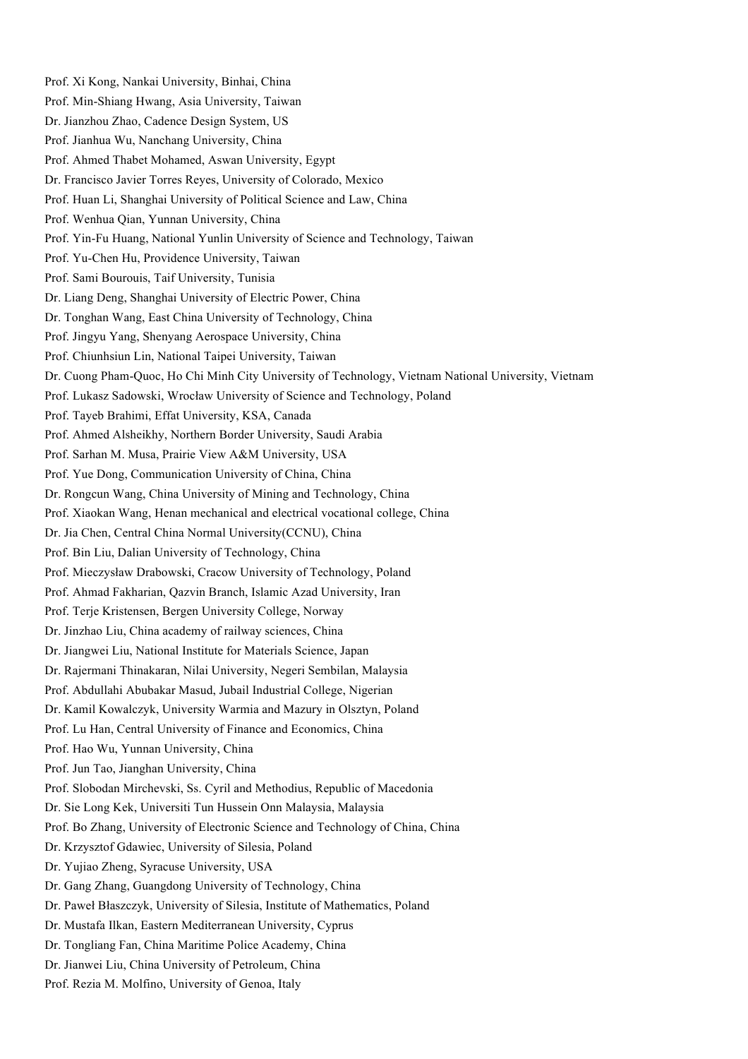Prof. Xi Kong, Nankai University, Binhai, China
Prof. Min-Shiang Hwang, Asia University, Taiwan
Dr. Jianzhou Zhao, Cadence Design System, US
Prof. Jianhua Wu, Nanchang University, China
Prof. Ahmed Thabet Mohamed, Aswan University, Egypt
Dr. Francisco Javier Torres Reyes, University of Colorado, Mexico
Prof. Huan Li, Shanghai University of Political Science and Law, China
Prof. Wenhua Qian, Yunnan University, China
Prof. Yin-Fu Huang, National Yunlin University of Science and Technology, Taiwan
Prof. Yu-Chen Hu, Providence University, Taiwan
Prof. Sami Bourouis, Taif University, Tunisia
Dr. Liang Deng, Shanghai University of Electric Power, China
Dr. Tonghan Wang, East China University of Technology, China
Prof. Jingyu Yang, Shenyang Aerospace University, China
Prof. Chiunhsiun Lin, National Taipei University, Taiwan
Dr. Cuong Pham-Quoc, Ho Chi Minh City University of Technology, Vietnam National University, Vietnam
Prof. Lukasz Sadowski, Wrocław University of Science and Technology, Poland
Prof. Tayeb Brahimi, Effat University, KSA, Canada
Prof. Ahmed Alsheikhy, Northern Border University, Saudi Arabia
Prof. Sarhan M. Musa, Prairie View A&M University, USA
Prof. Yue Dong, Communication University of China, China
Dr. Rongcun Wang, China University of Mining and Technology, China
Prof. Xiaokan Wang, Henan mechanical and electrical vocational college, China
Dr. Jia Chen, Central China Normal University(CCNU), China
Prof. Bin Liu, Dalian University of Technology, China
Prof. Mieczysław Drabowski, Cracow University of Technology, Poland
Prof. Ahmad Fakharian, Qazvin Branch, Islamic Azad University, Iran
Prof. Terje Kristensen, Bergen University College, Norway
Dr. Jinzhao Liu, China academy of railway sciences, China
Dr. Jiangwei Liu, National Institute for Materials Science, Japan
Dr. Rajermani Thinakaran, Nilai University, Negeri Sembilan, Malaysia
Prof. Abdullahi Abubakar Masud, Jubail Industrial College, Nigerian
Dr. Kamil Kowalczyk, University Warmia and Mazury in Olsztyn, Poland
Prof. Lu Han, Central University of Finance and Economics, China
Prof. Hao Wu, Yunnan University, China
Prof. Jun Tao, Jianghan University, China
Prof. Slobodan Mirchevski, Ss. Cyril and Methodius, Republic of Macedonia
Dr. Sie Long Kek, Universiti Tun Hussein Onn Malaysia, Malaysia
Prof. Bo Zhang, University of Electronic Science and Technology of China, China
Dr. Krzysztof Gdawiec, University of Silesia, Poland
Dr. Yujiao Zheng, Syracuse University, USA
Dr. Gang Zhang, Guangdong University of Technology, China
Dr. Paweł Błaszczyk, University of Silesia, Institute of Mathematics, Poland
Dr. Mustafa Ilkan, Eastern Mediterranean University, Cyprus
Dr. Tongliang Fan, China Maritime Police Academy, China
Dr. Jianwei Liu, China University of Petroleum, China
Prof. Rezia M. Molfino, University of Genoa, Italy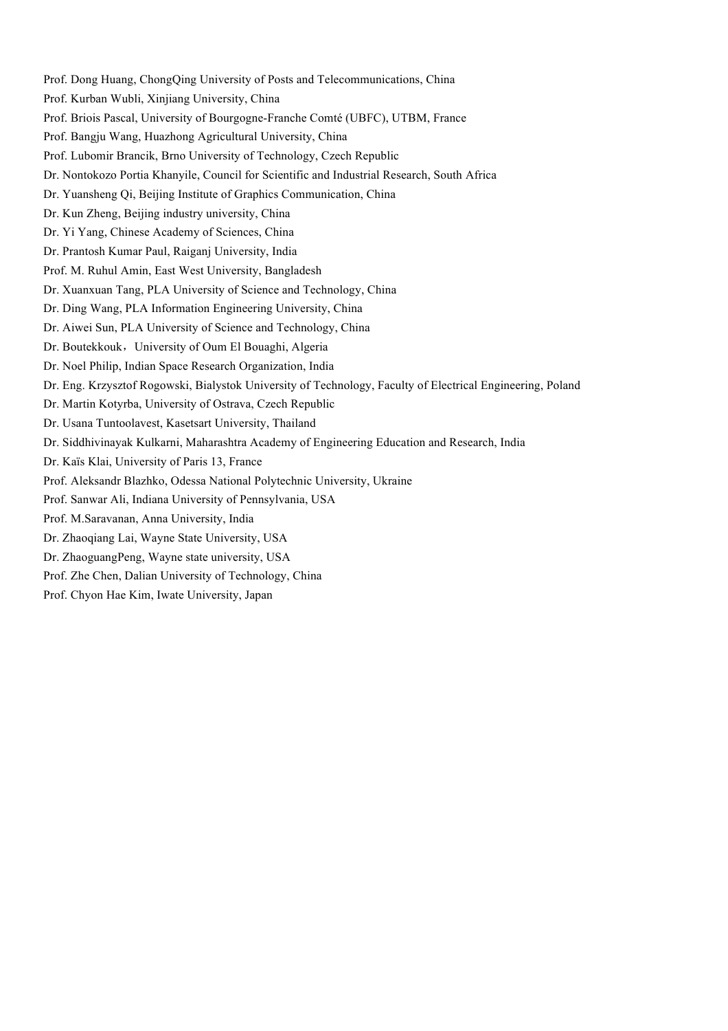Prof. Dong Huang, ChongQing University of Posts and Telecommunications, China

Prof. Kurban Wubli, Xinjiang University, China

Prof. Briois Pascal, University of Bourgogne-Franche Comté (UBFC), UTBM, France

Prof. Bangju Wang, Huazhong Agricultural University, China

Prof. Lubomir Brancik, Brno University of Technology, Czech Republic

Dr. Nontokozo Portia Khanyile, Council for Scientific and Industrial Research, South Africa

Dr. Yuansheng Qi, Beijing Institute of Graphics Communication, China

Dr. Kun Zheng, Beijing industry university, China

Dr. Yi Yang, Chinese Academy of Sciences, China

Dr. Prantosh Kumar Paul, Raiganj University, India

Prof. M. Ruhul Amin, East West University, Bangladesh

Dr. Xuanxuan Tang, PLA University of Science and Technology, China

Dr. Ding Wang, PLA Information Engineering University, China

Dr. Aiwei Sun, PLA University of Science and Technology, China

Dr. Boutekkouk，University of Oum El Bouaghi, Algeria

Dr. Noel Philip, Indian Space Research Organization, India

Dr. Eng. Krzysztof Rogowski, Bialystok University of Technology, Faculty of Electrical Engineering, Poland

Dr. Martin Kotyrba, University of Ostrava, Czech Republic

Dr. Usana Tuntoolavest, Kasetsart University, Thailand

Dr. Siddhivinayak Kulkarni, Maharashtra Academy of Engineering Education and Research, India

Dr. Kaïs Klai, University of Paris 13, France

Prof. Aleksandr Blazhko, Odessa National Polytechnic University, Ukraine

Prof. Sanwar Ali, Indiana University of Pennsylvania, USA

Prof. M.Saravanan, Anna University, India

Dr. Zhaoqiang Lai, Wayne State University, USA

Dr. ZhaoguangPeng, Wayne state university, USA

Prof. Zhe Chen, Dalian University of Technology, China

Prof. Chyon Hae Kim, Iwate University, Japan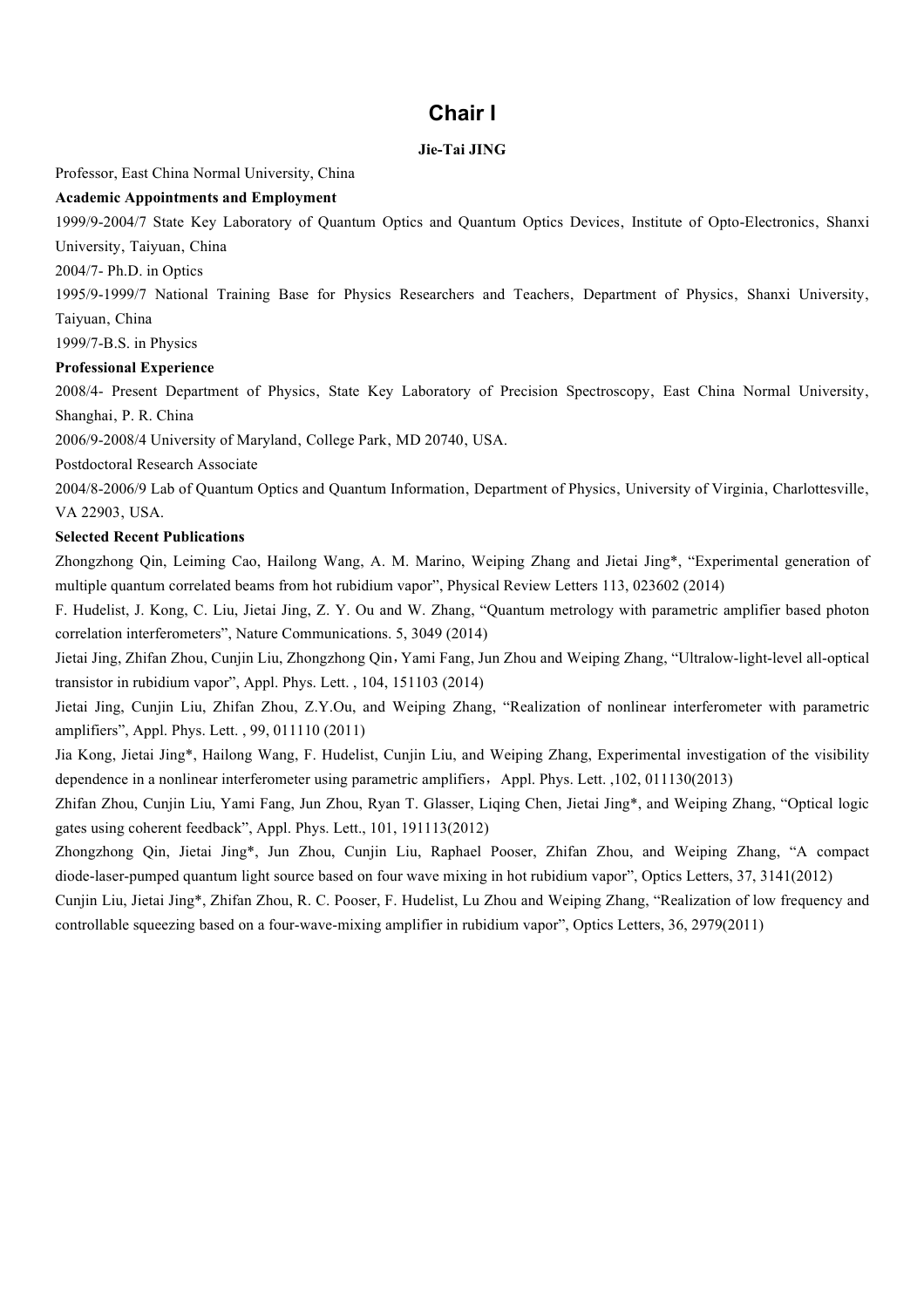# Chair I

**Jie-Tai JING**

Professor, East China Normal University, China

**Academic Appointments and Employment**

1999/9-2004/7 State Key Laboratory of Quantum Optics and Quantum Optics Devices, Institute of Opto-Electronics, Shanxi University, Taiyuan, China

2004/7- Ph.D. in Optics

1995/9-1999/7 National Training Base for Physics Researchers and Teachers, Department of Physics, Shanxi University, Taiyuan, China

1999/7-B.S. in Physics

**Professional Experience**

2008/4- Present Department of Physics, State Key Laboratory of Precision Spectroscopy, East China Normal University, Shanghai, P. R. China

2006/9-2008/4 University of Maryland, College Park, MD 20740, USA.

Postdoctoral Research Associate

2004/8-2006/9 Lab of Quantum Optics and Quantum Information, Department of Physics, University of Virginia, Charlottesville, VA 22903, USA.

**Selected Recent Publications**

Zhongzhong Qin, Leiming Cao, Hailong Wang, A. M. Marino, Weiping Zhang and Jietai Jing*, "Experimental generation of multiple quantum correlated beams from hot rubidium vapor", Physical Review Letters 113, 023602 (2014)

F. Hudelist, J. Kong, C. Liu, Jietai Jing, Z. Y. Ou and W. Zhang, "Quantum metrology with parametric amplifier based photon correlation interferometers", Nature Communications. 5, 3049 (2014)

Jietai Jing, Zhifan Zhou, Cunjin Liu, Zhongzhong Qin，Yami Fang, Jun Zhou and Weiping Zhang, "Ultralow-light-level all-optical transistor in rubidium vapor", Appl. Phys. Lett. , 104, 151103 (2014)

Jietai Jing, Cunjin Liu, Zhifan Zhou, Z.Y.Ou, and Weiping Zhang, "Realization of nonlinear interferometer with parametric amplifiers", Appl. Phys. Lett. , 99, 011110 (2011)

Jia Kong, Jietai Jing*, Hailong Wang, F. Hudelist, Cunjin Liu, and Weiping Zhang, Experimental investigation of the visibility dependence in a nonlinear interferometer using parametric amplifiers，Appl. Phys. Lett. ,102, 011130(2013)

Zhifan Zhou, Cunjin Liu, Yami Fang, Jun Zhou, Ryan T. Glasser, Liqing Chen, Jietai Jing*, and Weiping Zhang, "Optical logic gates using coherent feedback", Appl. Phys. Lett., 101, 191113(2012)

Zhongzhong Qin, Jietai Jing*, Jun Zhou, Cunjin Liu, Raphael Pooser, Zhifan Zhou, and Weiping Zhang, "A compact diode-laser-pumped quantum light source based on four wave mixing in hot rubidium vapor", Optics Letters, 37, 3141(2012)

Cunjin Liu, Jietai Jing*, Zhifan Zhou, R. C. Pooser, F. Hudelist, Lu Zhou and Weiping Zhang, "Realization of low frequency and controllable squeezing based on a four-wave-mixing amplifier in rubidium vapor", Optics Letters, 36, 2979(2011)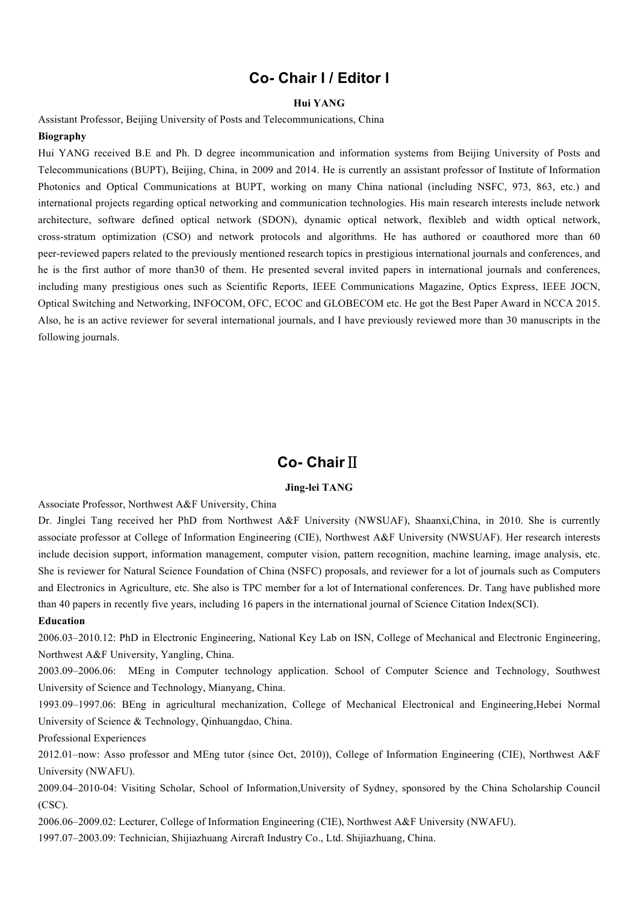# Co- Chair I / Editor I

**Hui YANG**

Assistant Professor, Beijing University of Posts and Telecommunications, China

**Biography**

Hui YANG received B.E and Ph. D degree incommunication and information systems from Beijing University of Posts and Telecommunications (BUPT), Beijing, China, in 2009 and 2014. He is currently an assistant professor of Institute of Information Photonics and Optical Communications at BUPT, working on many China national (including NSFC, 973, 863, etc.) and international projects regarding optical networking and communication technologies. His main research interests include network architecture, software defined optical network (SDON), dynamic optical network, flexibleb and width optical network, cross-stratum optimization (CSO) and network protocols and algorithms. He has authored or coauthored more than 60 peer-reviewed papers related to the previously mentioned research topics in prestigious international journals and conferences, and he is the first author of more than30 of them. He presented several invited papers in international journals and conferences, including many prestigious ones such as Scientific Reports, IEEE Communications Magazine, Optics Express, IEEE JOCN, Optical Switching and Networking, INFOCOM, OFC, ECOC and GLOBECOM etc. He got the Best Paper Award in NCCA 2015. Also, he is an active reviewer for several international journals, and I have previously reviewed more than 30 manuscripts in the following journals.

# Co- Chair Ⅱ

**Jing-lei TANG**

Associate Professor, Northwest A&F University, China

Dr. Jinglei Tang received her PhD from Northwest A&F University (NWSUAF), Shaanxi,China, in 2010. She is currently associate professor at College of Information Engineering (CIE), Northwest A&F University (NWSUAF). Her research interests include decision support, information management, computer vision, pattern recognition, machine learning, image analysis, etc. She is reviewer for Natural Science Foundation of China (NSFC) proposals, and reviewer for a lot of journals such as Computers and Electronics in Agriculture, etc. She also is TPC member for a lot of International conferences. Dr. Tang have published more than 40 papers in recently five years, including 16 papers in the international journal of Science Citation Index(SCI).

**Education**

2006.03–2010.12: PhD in Electronic Engineering, National Key Lab on ISN, College of Mechanical and Electronic Engineering, Northwest A&F University, Yangling, China.

2003.09–2006.06: MEng in Computer technology application. School of Computer Science and Technology, Southwest University of Science and Technology, Mianyang, China.

1993.09–1997.06: BEng in agricultural mechanization, College of Mechanical Electronical and Engineering,Hebei Normal University of Science & Technology, Qinhuangdao, China.

Professional Experiences

2012.01–now: Asso professor and MEng tutor (since Oct, 2010)), College of Information Engineering (CIE), Northwest A&F University (NWAFU).

2009.04–2010-04: Visiting Scholar, School of Information,University of Sydney, sponsored by the China Scholarship Council (CSC).

2006.06–2009.02: Lecturer, College of Information Engineering (CIE), Northwest A&F University (NWAFU).

1997.07–2003.09: Technician, Shijiazhuang Aircraft Industry Co., Ltd. Shijiazhuang, China.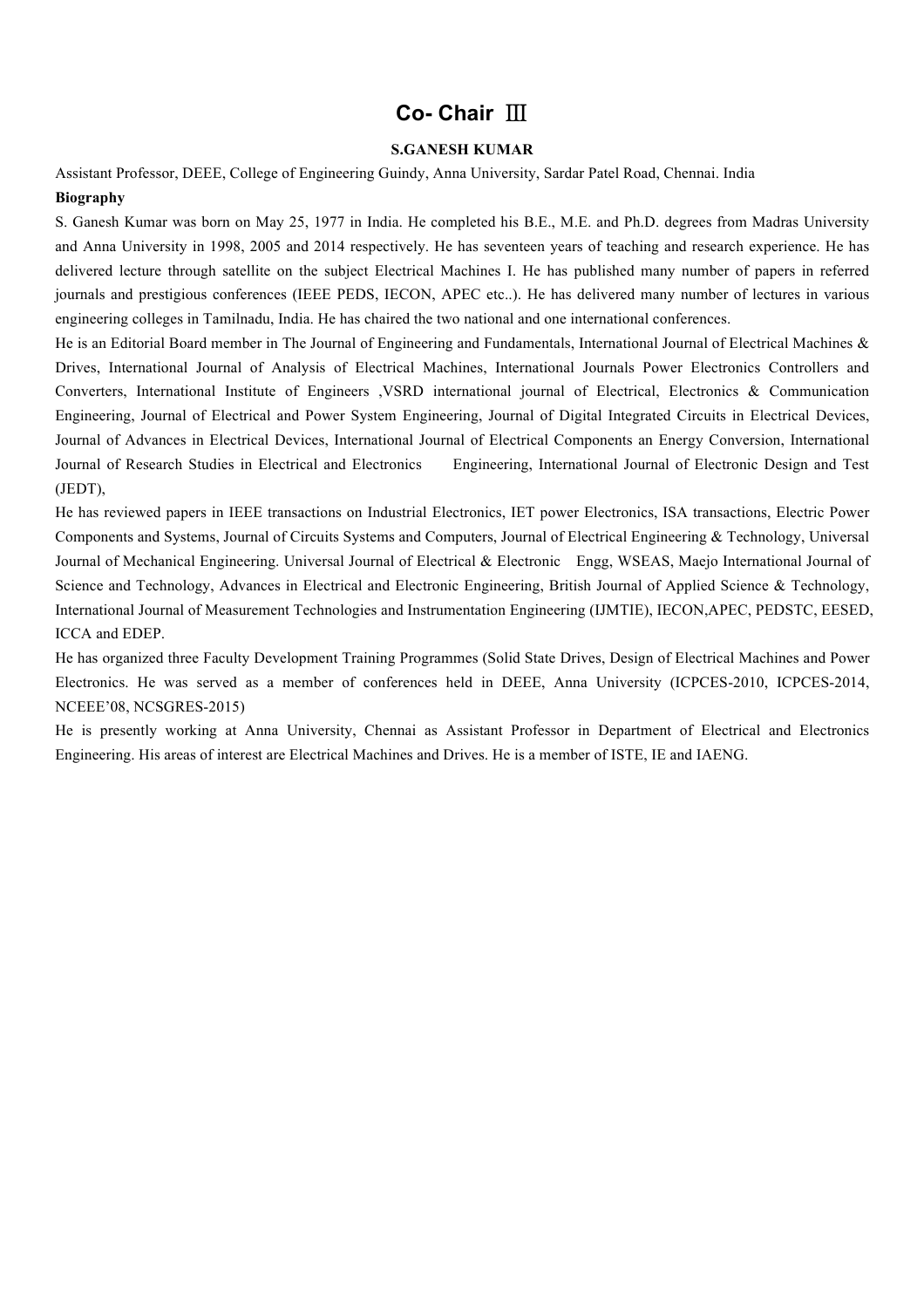# Co- Chair Ⅲ

**S.GANESH KUMAR**

Assistant Professor, DEEE, College of Engineering Guindy, Anna University, Sardar Patel Road, Chennai. India

**Biography**

S. Ganesh Kumar was born on May 25, 1977 in India. He completed his B.E., M.E. and Ph.D. degrees from Madras University and Anna University in 1998, 2005 and 2014 respectively. He has seventeen years of teaching and research experience. He has delivered lecture through satellite on the subject Electrical Machines I. He has published many number of papers in referred journals and prestigious conferences (IEEE PEDS, IECON, APEC etc..). He has delivered many number of lectures in various engineering colleges in Tamilnadu, India. He has chaired the two national and one international conferences.

He is an Editorial Board member in The Journal of Engineering and Fundamentals, International Journal of Electrical Machines & Drives, International Journal of Analysis of Electrical Machines, International Journals Power Electronics Controllers and Converters, International Institute of Engineers ,VSRD international journal of Electrical, Electronics & Communication Engineering, Journal of Electrical and Power System Engineering, Journal of Digital Integrated Circuits in Electrical Devices, Journal of Advances in Electrical Devices, International Journal of Electrical Components an Energy Conversion, International Journal of Research Studies in Electrical and Electronics Engineering, International Journal of Electronic Design and Test (JEDT),

He has reviewed papers in IEEE transactions on Industrial Electronics, IET power Electronics, ISA transactions, Electric Power Components and Systems, Journal of Circuits Systems and Computers, Journal of Electrical Engineering & Technology, Universal Journal of Mechanical Engineering. Universal Journal of Electrical & Electronic Engg, WSEAS, Maejo International Journal of Science and Technology, Advances in Electrical and Electronic Engineering, British Journal of Applied Science & Technology, International Journal of Measurement Technologies and Instrumentation Engineering (IJMTIE), IECON,APEC, PEDSTC, EESED, ICCA and EDEP.

He has organized three Faculty Development Training Programmes (Solid State Drives, Design of Electrical Machines and Power Electronics. He was served as a member of conferences held in DEEE, Anna University (ICPCES-2010, ICPCES-2014, NCEEE'08, NCSGRES-2015)

He is presently working at Anna University, Chennai as Assistant Professor in Department of Electrical and Electronics Engineering. His areas of interest are Electrical Machines and Drives. He is a member of ISTE, IE and IAENG.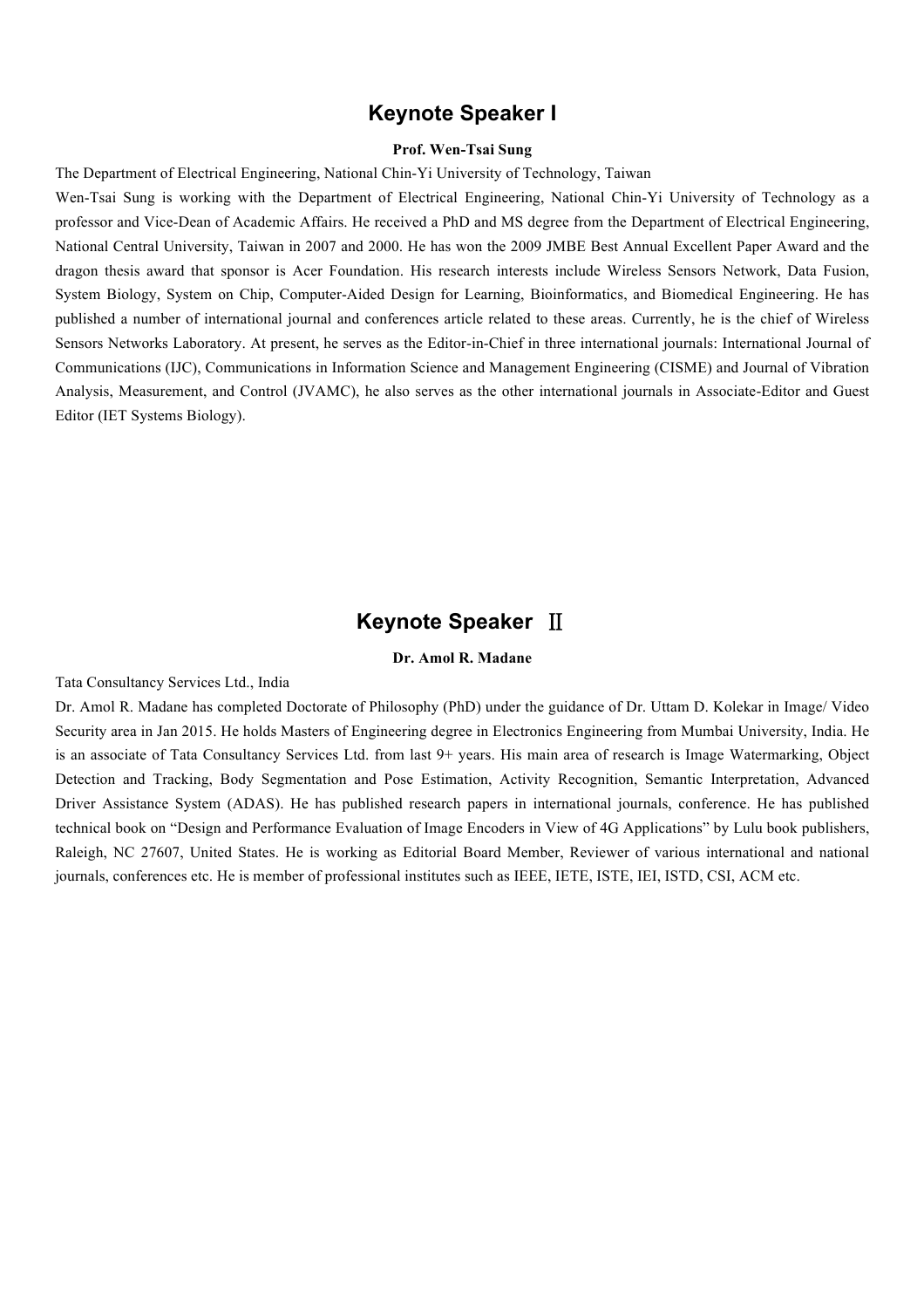# Keynote Speaker I

**Prof. Wen-Tsai Sung**

The Department of Electrical Engineering, National Chin-Yi University of Technology, Taiwan

Wen-Tsai Sung is working with the Department of Electrical Engineering, National Chin-Yi University of Technology as a professor and Vice-Dean of Academic Affairs. He received a PhD and MS degree from the Department of Electrical Engineering, National Central University, Taiwan in 2007 and 2000. He has won the 2009 JMBE Best Annual Excellent Paper Award and the dragon thesis award that sponsor is Acer Foundation. His research interests include Wireless Sensors Network, Data Fusion, System Biology, System on Chip, Computer-Aided Design for Learning, Bioinformatics, and Biomedical Engineering. He has published a number of international journal and conferences article related to these areas. Currently, he is the chief of Wireless Sensors Networks Laboratory. At present, he serves as the Editor-in-Chief in three international journals: International Journal of Communications (IJC), Communications in Information Science and Management Engineering (CISME) and Journal of Vibration Analysis, Measurement, and Control (JVAMC), he also serves as the other international journals in Associate-Editor and Guest Editor (IET Systems Biology).

# Keynote Speaker Ⅱ

**Dr. Amol R. Madane**

Tata Consultancy Services Ltd., India

Dr. Amol R. Madane has completed Doctorate of Philosophy (PhD) under the guidance of Dr. Uttam D. Kolekar in Image/ Video Security area in Jan 2015. He holds Masters of Engineering degree in Electronics Engineering from Mumbai University, India. He is an associate of Tata Consultancy Services Ltd. from last 9+ years. His main area of research is Image Watermarking, Object Detection and Tracking, Body Segmentation and Pose Estimation, Activity Recognition, Semantic Interpretation, Advanced Driver Assistance System (ADAS). He has published research papers in international journals, conference. He has published technical book on "Design and Performance Evaluation of Image Encoders in View of 4G Applications" by Lulu book publishers, Raleigh, NC 27607, United States. He is working as Editorial Board Member, Reviewer of various international and national journals, conferences etc. He is member of professional institutes such as IEEE, IETE, ISTE, IEI, ISTD, CSI, ACM etc.